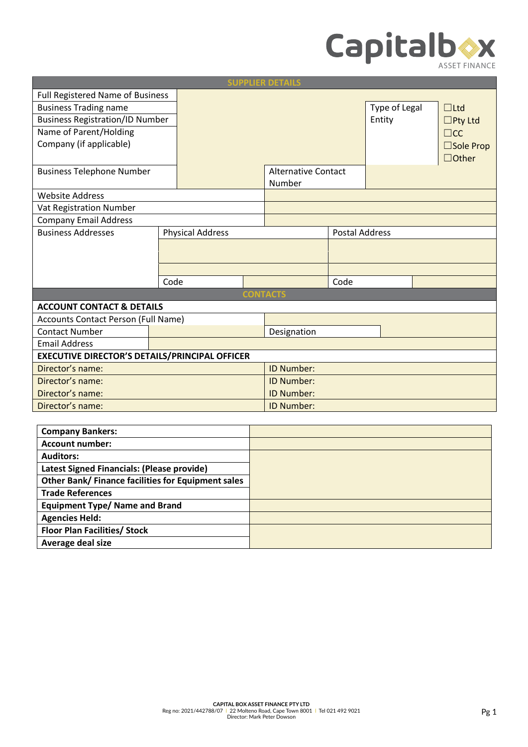Capitalbox
ASSET FINANCE

| SUPPLIER DETAILS | | | |
|---|---|---|---|
| Full Registered Name of Business | | | |
| Business Trading name | | Type of Legal Entity | ☐Ltd ☐Pty Ltd ☐CC ☐Sole Prop ☐Other |
| Business Registration/ID Number | | | |
| Name of Parent/Holding Company (if applicable) | | | |
| Business Telephone Number | | Alternative Contact Number | |
| Website Address | | | |
| Vat Registration Number | | | |
| Company Email Address | | | |

| Business Addresses | Physical Address | | Postal Address | |
|---|---|---|---|---|
| | | | | |
| | | | | |
| | Code | | Code | |

| CONTACTS | | | |
|---|---|---|---|
| **ACCOUNT CONTACT & DETAILS** | | | |
| Accounts Contact Person (Full Name) | | | |
| Contact Number | | Designation | |
| Email Address | | | |
| **EXECUTIVE DIRECTOR'S DETAILS/PRINCIPAL OFFICER** | | | |
| Director's name: | | ID Number: | |
| Director's name: | | ID Number: | |
| Director's name: | | ID Number: | |
| Director's name: | | ID Number: | |

| | |
|---|---|
| **Company Bankers:** | |
| **Account number:** | |
| **Auditors:** | |
| **Latest Signed Financials: (Please provide)** | |
| **Other Bank/ Finance facilities for Equipment sales** | |
| **Trade References** | |
| **Equipment Type/ Name and Brand** | |
| **Agencies Held:** | |
| **Floor Plan Facilities/ Stock** | |
| **Average deal size** | |

CAPITAL BOX ASSET FINANCE PTY LTD
Reg no: 2021/442788/07 | 22 Molteno Road, Cape Town 8001 | Tel 021 492 9021
Director: Mark Peter Dowson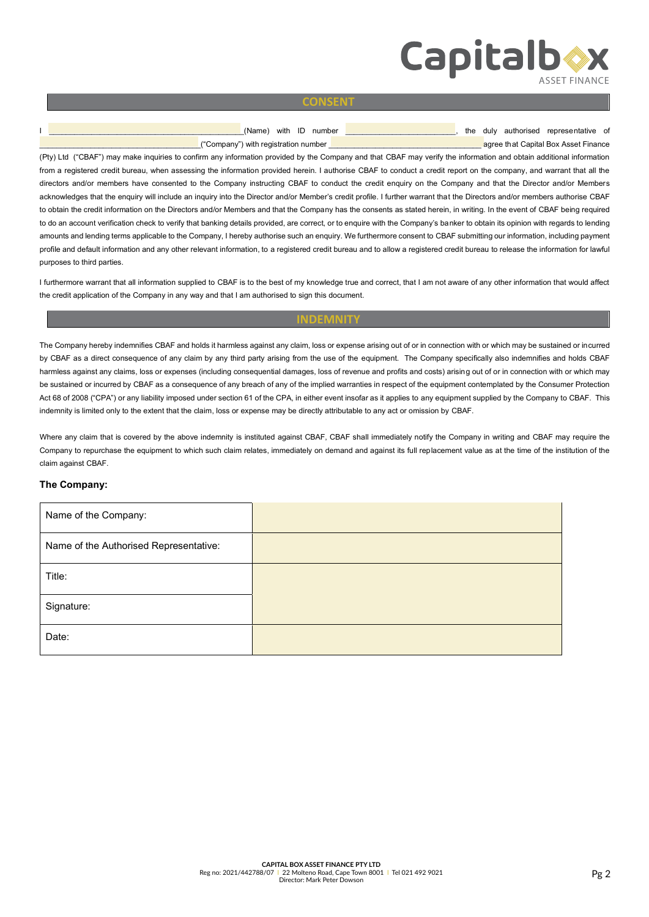## CONSENT

I ____________________________________________(Name) with ID number _________________________, the duly authorised representative of ____________________________________("Company") with registration number ___________________________________ agree that Capital Box Asset Finance (Pty) Ltd ("CBAF") may make inquiries to confirm any information provided by the Company and that CBAF may verify the information and obtain additional information from a registered credit bureau, when assessing the information provided herein. I authorise CBAF to conduct a credit report on the company, and warrant that all the directors and/or members have consented to the Company instructing CBAF to conduct the credit enquiry on the Company and that the Director and/or Members acknowledges that the enquiry will include an inquiry into the Director and/or Member's credit profile. I further warrant that the Directors and/or members authorise CBAF to obtain the credit information on the Directors and/or Members and that the Company has the consents as stated herein, in writing. In the event of CBAF being required to do an account verification check to verify that banking details provided, are correct, or to enquire with the Company's banker to obtain its opinion with regards to lending amounts and lending terms applicable to the Company, I hereby authorise such an enquiry. We furthermore consent to CBAF submitting our information, including payment profile and default information and any other relevant information, to a registered credit bureau and to allow a registered credit bureau to release the information for lawful purposes to third parties.

I furthermore warrant that all information supplied to CBAF is to the best of my knowledge true and correct, that I am not aware of any other information that would affect the credit application of the Company in any way and that I am authorised to sign this document.

## INDEMNITY

The Company hereby indemnifies CBAF and holds it harmless against any claim, loss or expense arising out of or in connection with or which may be sustained or incurred by CBAF as a direct consequence of any claim by any third party arising from the use of the equipment. The Company specifically also indemnifies and holds CBAF harmless against any claims, loss or expenses (including consequential damages, loss of revenue and profits and costs) arising out of or in connection with or which may be sustained or incurred by CBAF as a consequence of any breach of any of the implied warranties in respect of the equipment contemplated by the Consumer Protection Act 68 of 2008 ("CPA") or any liability imposed under section 61 of the CPA, in either event insofar as it applies to any equipment supplied by the Company to CBAF. This indemnity is limited only to the extent that the claim, loss or expense may be directly attributable to any act or omission by CBAF.

Where any claim that is covered by the above indemnity is instituted against CBAF, CBAF shall immediately notify the Company in writing and CBAF may require the Company to repurchase the equipment to which such claim relates, immediately on demand and against its full replacement value as at the time of the institution of the claim against CBAF.

**The Company:**

| | |
|---|---|
| Name of the Company: | |
| Name of the Authorised Representative: | |
| Title: | |
| Signature: | |
| Date: | |

**CAPITAL BOX ASSET FINANCE PTY LTD**
Reg no: 2021/442788/07 | 22 Molteno Road, Cape Town 8001 | Tel 021 492 9021
Director: Mark Peter Dowson